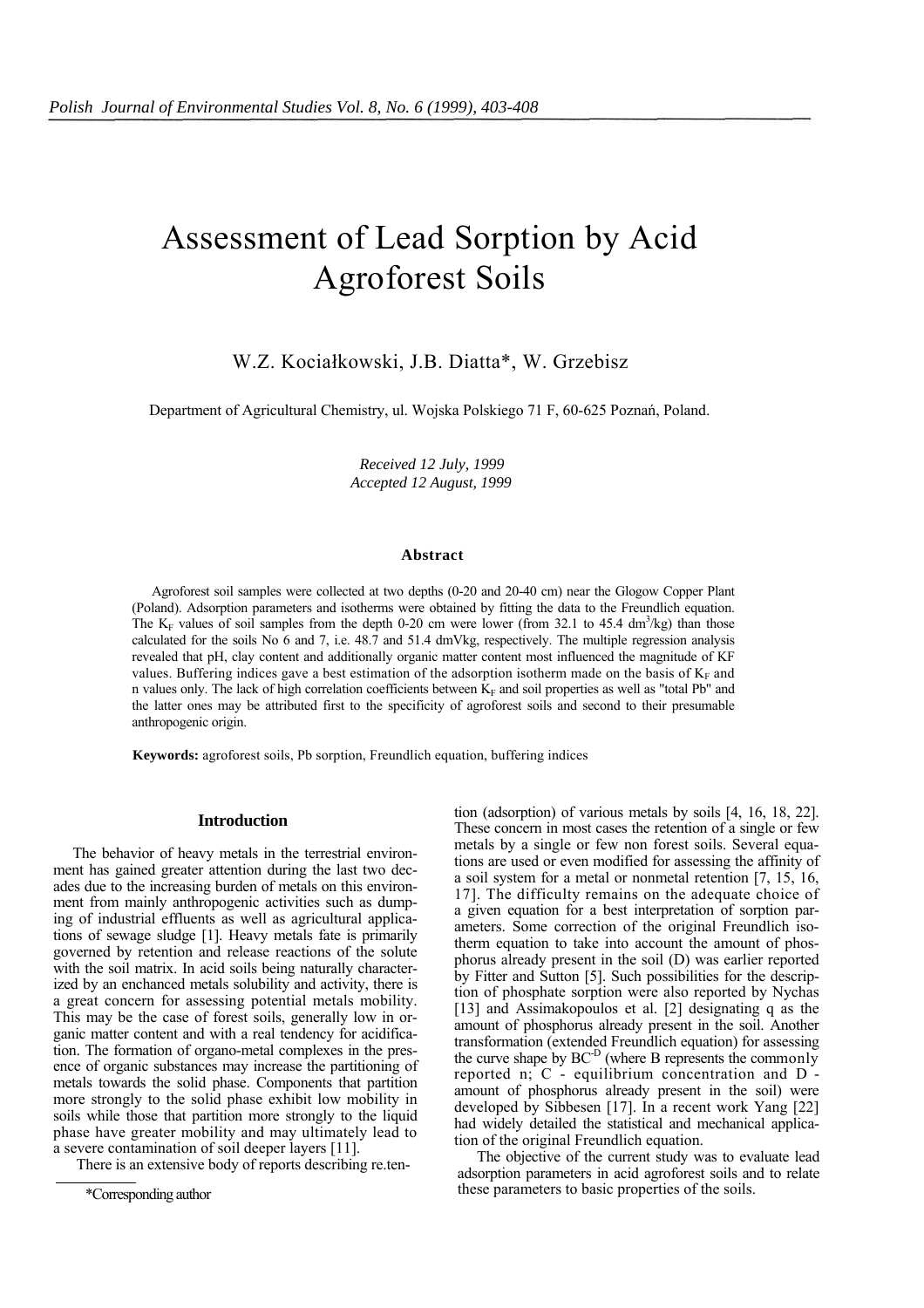# Assessment of Lead Sorption by Acid Agroforest Soils

W.Z. Kociałkowski, J.B. Diatta*, W. Grzebisz

Department of Agricultural Chemistry, ul. Wojska Polskiego 71 F, 60-625 Poznań, Poland.

*Received 12 July, 1999*
*Accepted 12 August, 1999*

### Abstract

Agroforest soil samples were collected at two depths (0-20 and 20-40 cm) near the Glogow Copper Plant (Poland). Adsorption parameters and isotherms were obtained by fitting the data to the Freundlich equation. The $K_F$ values of soil samples from the depth 0-20 cm were lower (from 32.1 to 45.4 $dm^3$/kg) than those calculated for the soils No 6 and 7, i.e. 48.7 and 51.4 dmVkg, respectively. The multiple regression analysis revealed that pH, clay content and additionally organic matter content most influenced the magnitude of KF values. Buffering indices gave a best estimation of the adsorption isotherm made on the basis of $K_F$ and n values only. The lack of high correlation coefficients between $K_F$ and soil properties as well as "total Pb" and the latter ones may be attributed first to the specificity of agroforest soils and second to their presumable anthropogenic origin.

**Keywords:** agroforest soils, Pb sorption, Freundlich equation, buffering indices

## Introduction

The behavior of heavy metals in the terrestrial environment has gained greater attention during the last two decades due to the increasing burden of metals on this environment from mainly anthropogenic activities such as dumping of industrial effluents as well as agricultural applications of sewage sludge [1]. Heavy metals fate is primarily governed by retention and release reactions of the solute with the soil matrix. In acid soils being naturally characterized by an enchanced metals solubility and activity, there is a great concern for assessing potential metals mobility. This may be the case of forest soils, generally low in organic matter content and with a real tendency for acidification. The formation of organo-metal complexes in the presence of organic substances may increase the partitioning of metals towards the solid phase. Components that partition more strongly to the solid phase exhibit low mobility in soils while those that partition more strongly to the liquid phase have greater mobility and may ultimately lead to a severe contamination of soil deeper layers [11].

There is an extensive body of reports describing re.tention (adsorption) of various metals by soils [4, 16, 18, 22]. These concern in most cases the retention of a single or few metals by a single or few non forest soils. Several equations are used or even modified for assessing the affinity of a soil system for a metal or nonmetal retention [7, 15, 16, 17]. The difficulty remains on the adequate choice of a given equation for a best interpretation of sorption parameters. Some correction of the original Freundlich isotherm equation to take into account the amount of phosphorus already present in the soil (D) was earlier reported by Fitter and Sutton [5]. Such possibilities for the description of phosphate sorption were also reported by Nychas [13] and Assimakopoulos et al. [2] designating q as the amount of phosphorus already present in the soil. Another transformation (extended Freundlich equation) for assessing the curve shape by $BC^{-D}$ (where B represents the commonly reported n; C - equilibrium concentration and D - amount of phosphorus already present in the soil) were developed by Sibbesen [17]. In a recent work Yang [22] had widely detailed the statistical and mechanical application of the original Freundlich equation.

The objective of the current study was to evaluate lead adsorption parameters in acid agroforest soils and to relate these parameters to basic properties of the soils.

*Corresponding author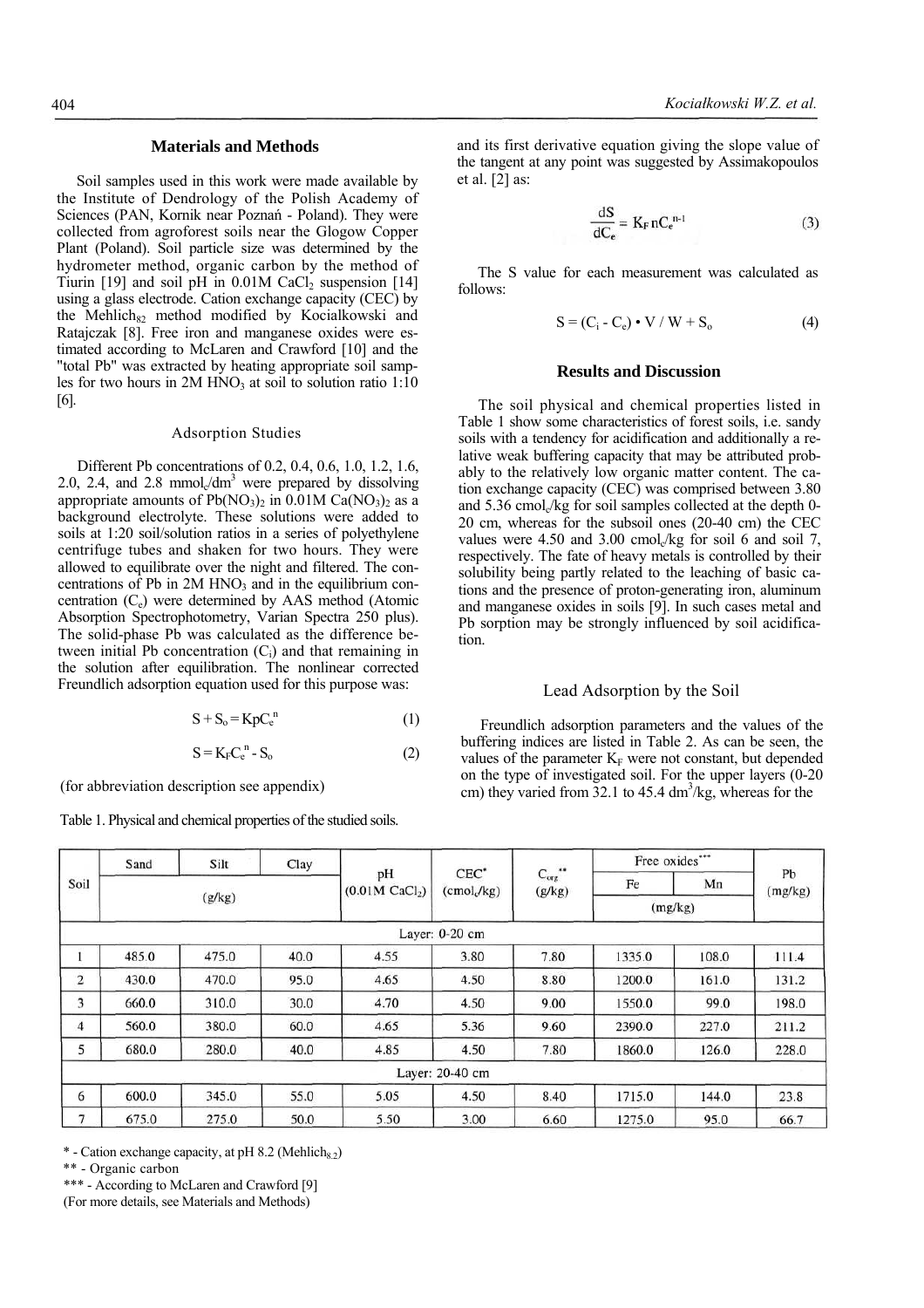## Materials and Methods

Soil samples used in this work were made available by the Institute of Dendrology of the Polish Academy of Sciences (PAN, Kornik near Poznań - Poland). They were collected from agroforest soils near the Glogow Copper Plant (Poland). Soil particle size was determined by the hydrometer method, organic carbon by the method of Tiurin [19] and soil pH in 0.01M $CaCl_2$ suspension [14] using a glass electrode. Cation exchange capacity (CEC) by the $Mehlich_{82}$ method modified by Kocialkowski and Ratajczak [8]. Free iron and manganese oxides were estimated according to McLaren and Crawford [10] and the "total Pb" was extracted by heating appropriate soil samples for two hours in 2M $HNO_3$ at soil to solution ratio 1:10 [6].

### Adsorption Studies

Different Pb concentrations of 0.2, 0.4, 0.6, 1.0, 1.2, 1.6, 2.0, 2.4, and 2.8 $mmol_c/dm^3$ were prepared by dissolving appropriate amounts of $Pb(NO_3)_2$ in 0.01M $Ca(NO_3)_2$ as a background electrolyte. These solutions were added to soils at 1:20 soil/solution ratios in a series of polyethylene centrifuge tubes and shaken for two hours. They were allowed to equilibrate over the night and filtered. The concentrations of Pb in 2M $HNO_3$ and in the equilibrium concentration ($C_e$) were determined by AAS method (Atomic Absorption Spectrophotometry, Varian Spectra 250 plus). The solid-phase Pb was calculated as the difference between initial Pb concentration ($C_i$) and that remaining in the solution after equilibration. The nonlinear corrected Freundlich adsorption equation used for this purpose was:

$$S + S_o = KpC_e^n \tag{1}$$

$$S = K_F C_e^n - S_o \tag{2}$$

(for abbreviation description see appendix)

and its first derivative equation giving the slope value of the tangent at any point was suggested by Assimakopoulos et al. [2] as:

$$\frac{dS}{dC_e} = K_F n C_e^{n-1} \tag{3}$$

The S value for each measurement was calculated as follows:

$$S = (C_i - C_e) \cdot V / W + S_o \tag{4}$$

## Results and Discussion

The soil physical and chemical properties listed in Table 1 show some characteristics of forest soils, i.e. sandy soils with a tendency for acidification and additionally a relative weak buffering capacity that may be attributed probably to the relatively low organic matter content. The cation exchange capacity (CEC) was comprised between 3.80 and 5.36 $cmol_c/kg$ for soil samples collected at the depth 0-20 cm, whereas for the subsoil ones (20-40 cm) the CEC values were 4.50 and 3.00 $cmol_c/kg$ for soil 6 and soil 7, respectively. The fate of heavy metals is controlled by their solubility being partly related to the leaching of basic cations and the presence of proton-generating iron, aluminum and manganese oxides in soils [9]. In such cases metal and Pb sorption may be strongly influenced by soil acidification.

### Lead Adsorption by the Soil

Freundlich adsorption parameters and the values of the buffering indices are listed in Table 2. As can be seen, the values of the parameter $K_F$ were not constant, but depended on the type of investigated soil. For the upper layers (0-20 cm) they varied from 32.1 to 45.4 $dm^3/kg$, whereas for the

Table 1. Physical and chemical properties of the studied soils.

| Soil | Sand | Silt | Clay | pH | CEC* | $C_{org}$** | Free oxides*** | | Pb |
|---|---|---|---|---|---|---|---|---|---|
| | (g/kg) | | | (0.01M $CaCl_2$) | ($cmol_c/kg$) | (g/kg) | Fe | Mn | (mg/kg) |
| | | | | | | | (mg/kg) | | |
| Layer: 0-20 cm | | | | | | | | | |
| 1 | 485.0 | 475.0 | 40.0 | 4.55 | 3.80 | 7.80 | 1335.0 | 108.0 | 111.4 |
| 2 | 430.0 | 470.0 | 95.0 | 4.65 | 4.50 | 8.80 | 1200.0 | 161.0 | 131.2 |
| 3 | 660.0 | 310.0 | 30.0 | 4.70 | 4.50 | 9.00 | 1550.0 | 99.0 | 198.0 |
| 4 | 560.0 | 380.0 | 60.0 | 4.65 | 5.36 | 9.60 | 2390.0 | 227.0 | 211.2 |
| 5 | 680.0 | 280.0 | 40.0 | 4.85 | 4.50 | 7.80 | 1860.0 | 126.0 | 228.0 |
| Layer: 20-40 cm | | | | | | | | | |
| 6 | 600.0 | 345.0 | 55.0 | 5.05 | 4.50 | 8.40 | 1715.0 | 144.0 | 23.8 |
| 7 | 675.0 | 275.0 | 50.0 | 5.50 | 3.00 | 6.60 | 1275.0 | 95.0 | 66.7 |

\* - Cation exchange capacity, at pH 8.2 ($Mehlich_{8.2}$)

** - Organic carbon

*** - According to McLaren and Crawford [9]

(For more details, see Materials and Methods)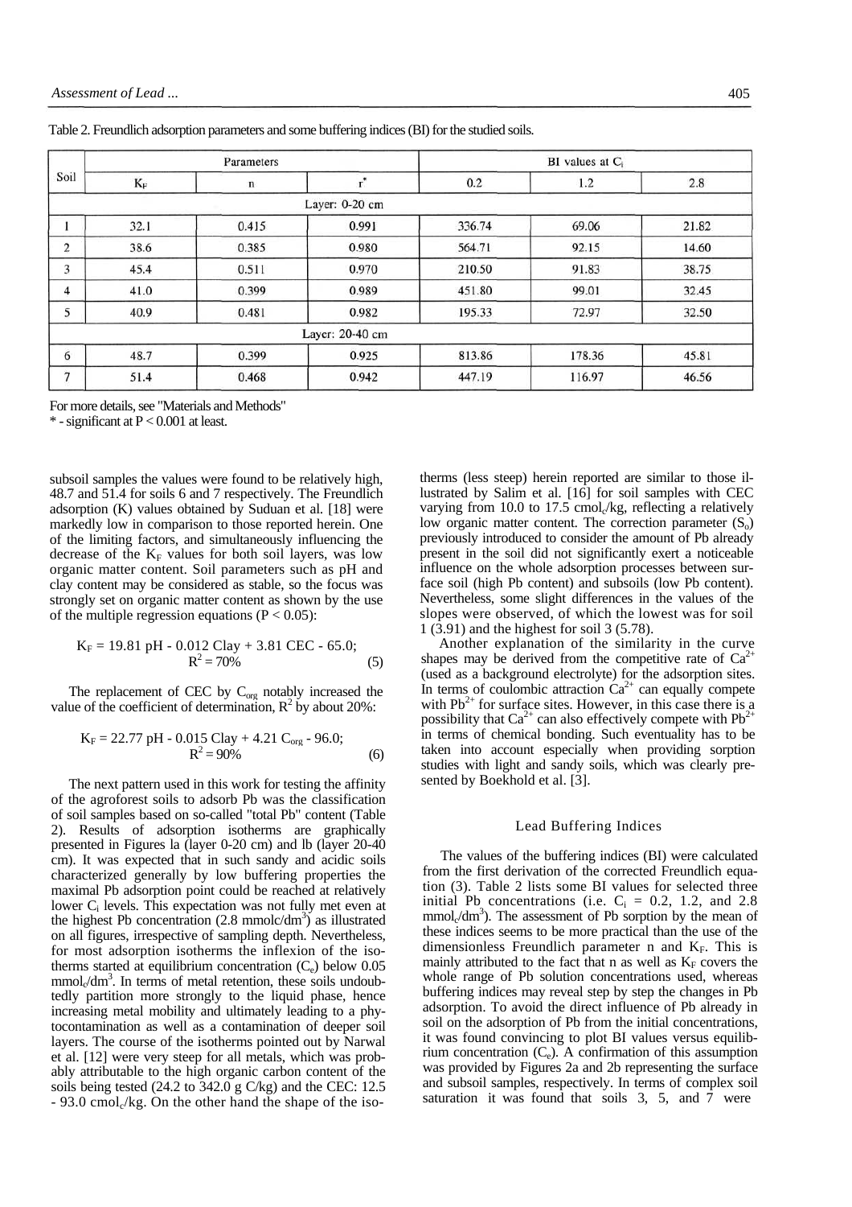Table 2. Freundlich adsorption parameters and some buffering indices (BI) for the studied soils.

| Soil | Parameters | | | BI values at $C_i$ | | |
|---|---|---|---|---|---|---|
| | $K_F$ | n | $r^*$ | 0.2 | 1.2 | 2.8 |
| Layer: 0-20 cm | | | | | | |
| 1 | 32.1 | 0.415 | 0.991 | 336.74 | 69.06 | 21.82 |
| 2 | 38.6 | 0.385 | 0.980 | 564.71 | 92.15 | 14.60 |
| 3 | 45.4 | 0.511 | 0.970 | 210.50 | 91.83 | 38.75 |
| 4 | 41.0 | 0.399 | 0.989 | 451.80 | 99.01 | 32.45 |
| 5 | 40.9 | 0.481 | 0.982 | 195.33 | 72.97 | 32.50 |
| Layer: 20-40 cm | | | | | | |
| 6 | 48.7 | 0.399 | 0.925 | 813.86 | 178.36 | 45.81 |
| 7 | 51.4 | 0.468 | 0.942 | 447.19 | 116.97 | 46.56 |

For more details, see "Materials and Methods"

\* - significant at $P < 0.001$ at least.

subsoil samples the values were found to be relatively high, 48.7 and 51.4 for soils 6 and 7 respectively. The Freundlich adsorption (K) values obtained by Suduan et al. [18] were markedly low in comparison to those reported herein. One of the limiting factors, and simultaneously influencing the decrease of the $K_F$ values for both soil layers, was low organic matter content. Soil parameters such as pH and clay content may be considered as stable, so the focus was strongly set on organic matter content as shown by the use of the multiple regression equations ($P < 0.05$):

$$K_F = 19.81\ \text{pH} - 0.012\ \text{Clay} + 3.81\ \text{CEC} - 65.0; \quad R^2 = 70\% \tag{5}$$

The replacement of CEC by $C_{org}$ notably increased the value of the coefficient of determination, $R^2$ by about 20%:

$$K_F = 22.77\ \text{pH} - 0.015\ \text{Clay} + 4.21\ C_{org} - 96.0; \quad R^2 = 90\% \tag{6}$$

The next pattern used in this work for testing the affinity of the agroforest soils to adsorb Pb was the classification of soil samples based on so-called "total Pb" content (Table 2). Results of adsorption isotherms are graphically presented in Figures 1a (layer 0-20 cm) and 1b (layer 20-40 cm). It was expected that in such sandy and acidic soils characterized generally by low buffering properties the maximal Pb adsorption point could be reached at relatively lower $C_i$ levels. This expectation was not fully met even at the highest Pb concentration (2.8 $mmol_c/dm^3$) as illustrated on all figures, irrespective of sampling depth. Nevertheless, for most adsorption isotherms the inflexion of the isotherms started at equilibrium concentration ($C_e$) below 0.05 $mmol_c/dm^3$. In terms of metal retention, these soils undoubtedly partition more strongly to the liquid phase, hence increasing metal mobility and ultimately leading to a phytocontamination as well as a contamination of deeper soil layers. The course of the isotherms pointed out by Narwal et al. [12] were very steep for all metals, which was probably attributable to the high organic carbon content of the soils being tested (24.2 to 342.0 g C/kg) and the CEC: 12.5 - 93.0 $cmol_c/kg$. On the other hand the shape of the isotherms (less steep) herein reported are similar to those illustrated by Salim et al. [16] for soil samples with CEC varying from 10.0 to 17.5 $cmol_c/kg$, reflecting a relatively low organic matter content. The correction parameter ($S_o$) previously introduced to consider the amount of Pb already present in the soil did not significantly exert a noticeable influence on the whole adsorption processes between surface soil (high Pb content) and subsoils (low Pb content). Nevertheless, some slight differences in the values of the slopes were observed, of which the lowest was for soil 1 (3.91) and the highest for soil 3 (5.78).

Another explanation of the similarity in the curve shapes may be derived from the competitive rate of $Ca^{2+}$ (used as a background electrolyte) for the adsorption sites. In terms of coulombic attraction $Ca^{2+}$ can equally compete with $Pb^{2+}$ for surface sites. However, in this case there is a possibility that $Ca^{2+}$ can also effectively compete with $Pb^{2+}$ in terms of chemical bonding. Such eventuality has to be taken into account especially when providing sorption studies with light and sandy soils, which was clearly presented by Boekhold et al. [3].

## Lead Buffering Indices

The values of the buffering indices (BI) were calculated from the first derivation of the corrected Freundlich equation (3). Table 2 lists some BI values for selected three initial Pb concentrations (i.e. $C_i$ = 0.2, 1.2, and 2.8 $mmol_c/dm^3$). The assessment of Pb sorption by the mean of these indices seems to be more practical than the use of the dimensionless Freundlich parameter n and $K_F$. This is mainly attributed to the fact that n as well as $K_F$ covers the whole range of Pb solution concentrations used, whereas buffering indices may reveal step by step the changes in Pb adsorption. To avoid the direct influence of Pb already in soil on the adsorption of Pb from the initial concentrations, it was found convincing to plot BI values versus equilibrium concentration ($C_e$). A confirmation of this assumption was provided by Figures 2a and 2b representing the surface and subsoil samples, respectively. In terms of complex soil saturation it was found that soils 3, 5, and 7 were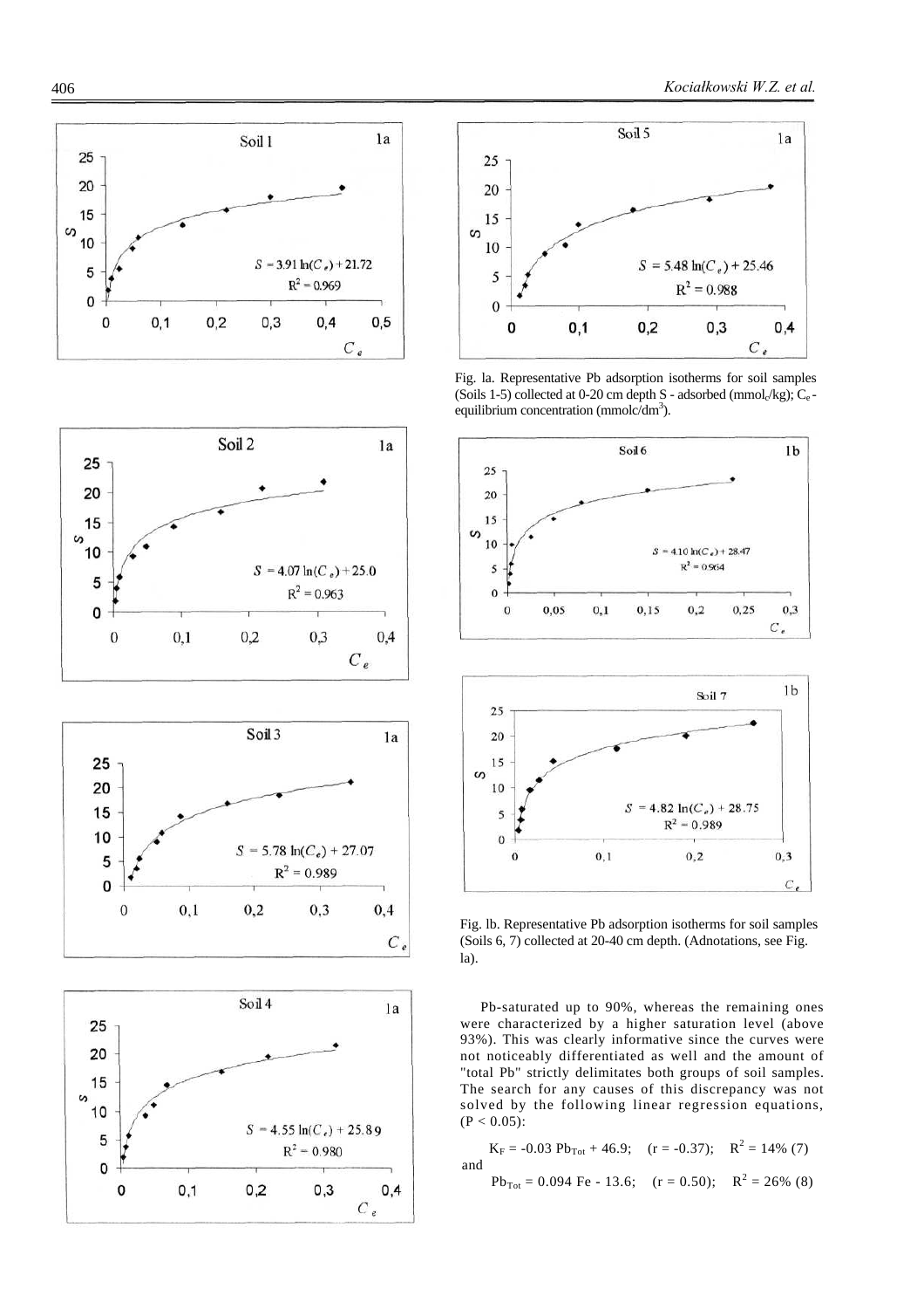Fig. 1a. Representative Pb adsorption isotherms for soil samples (Soils 1-5) collected at 0-20 cm depth S - adsorbed ($mmol_c/kg$); $C_e$ - equilibrium concentration ($mmolc/dm^3$).

Fig. 1b. Representative Pb adsorption isotherms for soil samples (Soils 6, 7) collected at 20-40 cm depth. (Adnotations, see Fig. 1a).

Pb-saturated up to 90%, whereas the remaining ones were characterized by a higher saturation level (above 93%). This was clearly informative since the curves were not noticeably differentiated as well and the amount of "total Pb" strictly delimitates both groups of soil samples. The search for any causes of this discrepancy was not solved by the following linear regression equations, ($P < 0.05$):

$$K_F = -0.03\ Pb_{Tot} + 46.9; \quad (r = -0.37); \quad R^2 = 14\% \quad (7)$$

and

$$Pb_{Tot} = 0.094\ Fe - 13.6; \quad (r = 0.50); \quad R^2 = 26\% \quad (8)$$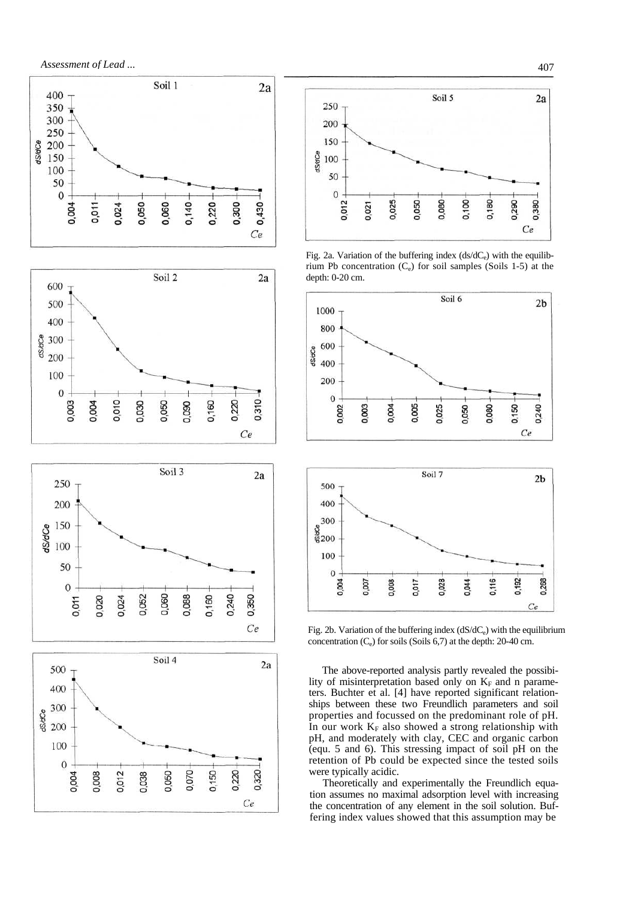Fig. 2a. Variation of the buffering index ($ds/dC_e$) with the equilibrium Pb concentration ($C_e$) for soil samples (Soils 1-5) at the depth: 0-20 cm.

Fig. 2b. Variation of the buffering index ($dS/dC_e$) with the equilibrium concentration ($C_e$) for soils (Soils 6,7) at the depth: 20-40 cm.

The above-reported analysis partly revealed the possibility of misinterpretation based only on $K_F$ and n parameters. Buchter et al. [4] have reported significant relationships between these two Freundlich parameters and soil properties and focussed on the predominant role of pH. In our work $K_F$ also showed a strong relationship with pH, and moderately with clay, CEC and organic carbon (equ. 5 and 6). This stressing impact of soil pH on the retention of Pb could be expected since the tested soils were typically acidic.

Theoretically and experimentally the Freundlich equation assumes no maximal adsorption level with increasing the concentration of any element in the soil solution. Buffering index values showed that this assumption may be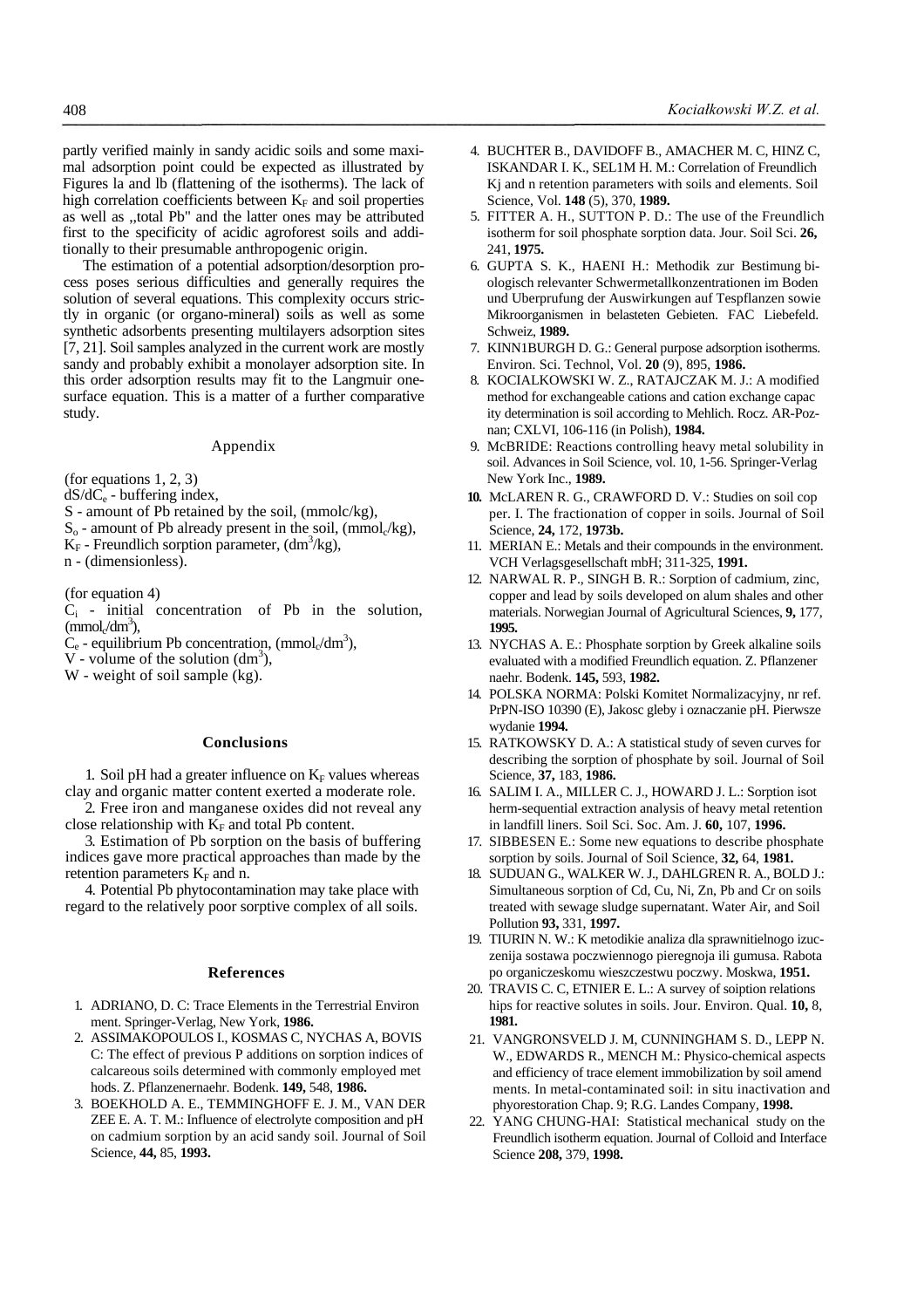partly verified mainly in sandy acidic soils and some maximal adsorption point could be expected as illustrated by Figures la and lb (flattening of the isotherms). The lack of high correlation coefficients between $K_F$ and soil properties as well as ,,total Pb" and the latter ones may be attributed first to the specificity of acidic agroforest soils and additionally to their presumable anthropogenic origin.

The estimation of a potential adsorption/desorption process poses serious difficulties and generally requires the solution of several equations. This complexity occurs strictly in organic (or organo-mineral) soils as well as some synthetic adsorbents presenting multilayers adsorption sites [7, 21]. Soil samples analyzed in the current work are mostly sandy and probably exhibit a monolayer adsorption site. In this order adsorption results may fit to the Langmuir one-surface equation. This is a matter of a further comparative study.

## Appendix

(for equations 1, 2, 3)

$dS/dC_e$ - buffering index,

S - amount of Pb retained by the soil, (mmolc/kg),

$S_o$ - amount of Pb already present in the soil, ($mmol_c$/kg),

$K_F$ - Freundlich sorption parameter, ($dm^3$/kg),

n - (dimensionless).

(for equation 4)

$C_i$ - initial concentration of Pb in the solution, ($mmol_c/dm^3$),

$C_e$ - equilibrium Pb concentration, ($mmol_c/dm^3$),

V - volume of the solution ($dm^3$),

W - weight of soil sample (kg).

## Conclusions

1. Soil pH had a greater influence on $K_F$ values whereas clay and organic matter content exerted a moderate role.

2. Free iron and manganese oxides did not reveal any close relationship with $K_F$ and total Pb content.

3. Estimation of Pb sorption on the basis of buffering indices gave more practical approaches than made by the retention parameters $K_F$ and n.

4. Potential Pb phytocontamination may take place with regard to the relatively poor sorptive complex of all soils.

## References

1. ADRIANO, D. C: Trace Elements in the Terrestrial Environ ment. Springer-Verlag, New York, **1986.**
2. ASSIMAKOPOULOS I., KOSMAS C, NYCHAS A, BOVIS C: The effect of previous P additions on sorption indices of calcareous soils determined with commonly employed met hods. Z. Pflanzenernaehr. Bodenk. **149,** 548, **1986.**
3. BOEKHOLD A. E., TEMMINGHOFF E. J. M., VAN DER ZEE E. A. T. M.: Influence of electrolyte composition and pH on cadmium sorption by an acid sandy soil. Journal of Soil Science, **44,** 85, **1993.**
4. BUCHTER B., DAVIDOFF B., AMACHER M. C, HINZ C, ISKANDAR I. K., SEL1M H. M.: Correlation of Freundlich Kj and n retention parameters with soils and elements. Soil Science, Vol. **148** (5), 370, **1989.**
5. FITTER A. H., SUTTON P. D.: The use of the Freundlich isotherm for soil phosphate sorption data. Jour. Soil Sci. **26,** 241, **1975.**
6. GUPTA S. K., HAENI H.: Methodik zur Bestimung biologisch relevanter Schwermetallkonzentrationen im Boden und Uberprufung der Auswirkungen auf Tespflanzen sowie Mikroorganismen in belasteten Gebieten. FAC Liebefeld. Schweiz, **1989.**
7. KINN1BURGH D. G.: General purpose adsorption isotherms. Environ. Sci. Technol, Vol. **20** (9), 895, **1986.**
8. KOCIALKOWSKI W. Z., RATAJCZAK M. J.: A modified method for exchangeable cations and cation exchange capac ity determination is soil according to Mehlich. Rocz. AR-Poznan; CXLVI, 106-116 (in Polish), **1984.**
9. McBRIDE: Reactions controlling heavy metal solubility in soil. Advances in Soil Science, vol. 10, 1-56. Springer-Verlag New York Inc., **1989.**
10. McLAREN R. G., CRAWFORD D. V.: Studies on soil cop per. I. The fractionation of copper in soils. Journal of Soil Science, **24,** 172, **1973b.**
11. MERIAN E.: Metals and their compounds in the environment. VCH Verlagsgesellschaft mbH; 311-325, **1991.**
12. NARWAL R. P., SINGH B. R.: Sorption of cadmium, zinc, copper and lead by soils developed on alum shales and other materials. Norwegian Journal of Agricultural Sciences, **9,** 177, **1995.**
13. NYCHAS A. E.: Phosphate sorption by Greek alkaline soils evaluated with a modified Freundlich equation. Z. Pflanzener naehr. Bodenk. **145,** 593, **1982.**
14. POLSKA NORMA: Polski Komitet Normalizacyjny, nr ref. PrPN-ISO 10390 (E), Jakosc gleby i oznaczanie pH. Pierwsze wydanie **1994.**
15. RATKOWSKY D. A.: A statistical study of seven curves for describing the sorption of phosphate by soil. Journal of Soil Science, **37,** 183, **1986.**
16. SALIM I. A., MILLER C. J., HOWARD J. L.: Sorption isot herm-sequential extraction analysis of heavy metal retention in landfill liners. Soil Sci. Soc. Am. J. **60,** 107, **1996.**
17. SIBBESEN E.: Some new equations to describe phosphate sorption by soils. Journal of Soil Science, **32,** 64, **1981.**
18. SUDUAN G., WALKER W. J., DAHLGREN R. A., BOLD J.: Simultaneous sorption of Cd, Cu, Ni, Zn, Pb and Cr on soils treated with sewage sludge supernatant. Water Air, and Soil Pollution **93,** 331, **1997.**
19. TIURIN N. W.: K metodikie analiza dla sprawnitielnogo izuczenija sostawa poczwiennogo pieregnoja ili gumusa. Rabota po organiczeskomu wieszczestwu poczwy. Moskwa, **1951.**
20. TRAVIS C. C, ETNIER E. L.: A survey of soiption relations hips for reactive solutes in soils. Jour. Environ. Qual. **10,** 8, **1981.**
21. VANGRONSVELD J. M, CUNNINGHAM S. D., LEPP N. W., EDWARDS R., MENCH M.: Physico-chemical aspects and efficiency of trace element immobilization by soil amend ments. In metal-contaminated soil: in situ inactivation and phyorestoration Chap. 9; R.G. Landes Company, **1998.**
22. YANG CHUNG-HAI: Statistical mechanical study on the Freundlich isotherm equation. Journal of Colloid and Interface Science **208,** 379, **1998.**